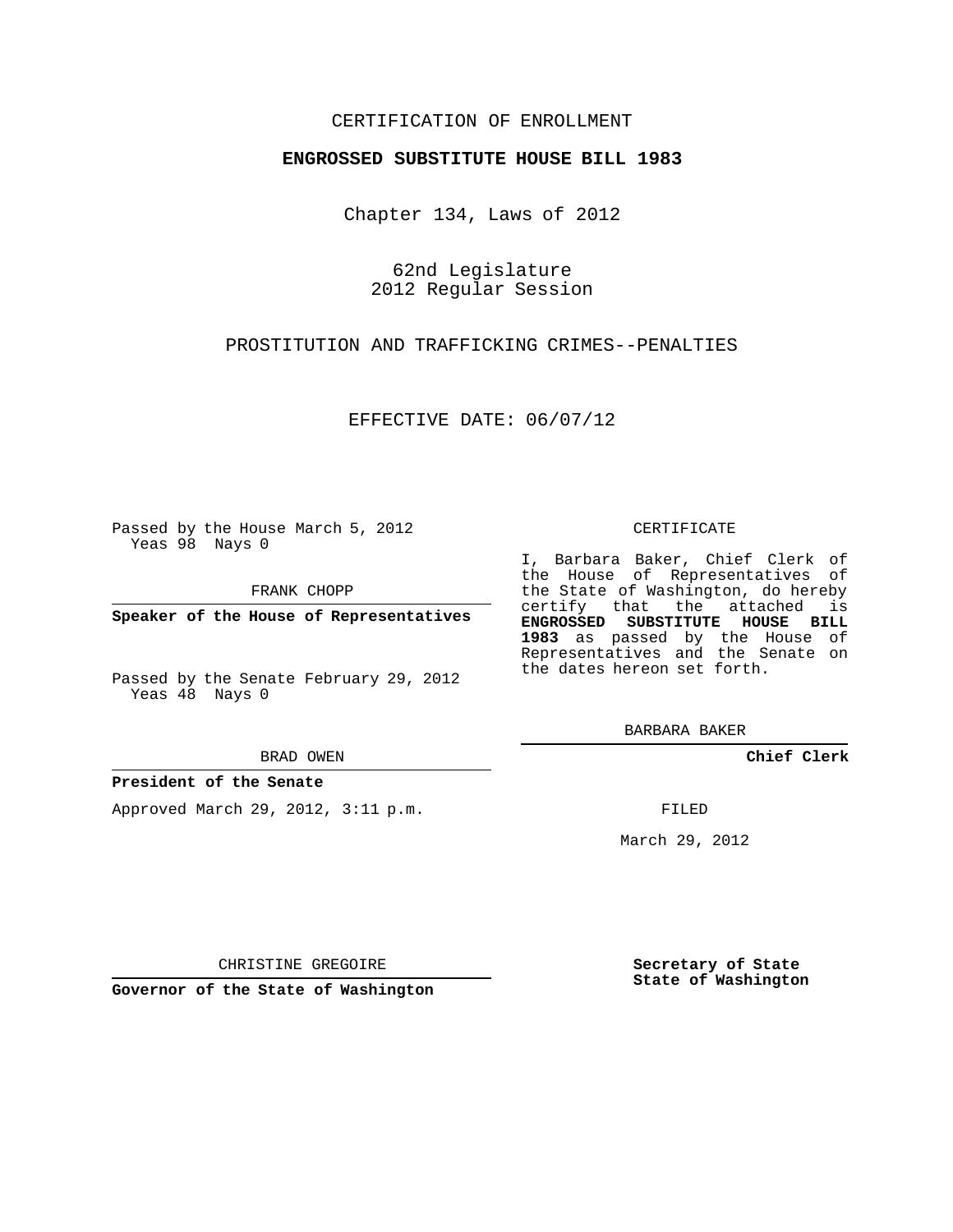CERTIFICATION OF ENROLLMENT

**ENGROSSED SUBSTITUTE HOUSE BILL 1983**

Chapter 134, Laws of 2012

62nd Legislature
2012 Regular Session

PROSTITUTION AND TRAFFICKING CRIMES--PENALTIES

EFFECTIVE DATE: 06/07/12

Passed by the House March 5, 2012
Yeas 98 Nays 0

FRANK CHOPP

**Speaker of the House of Representatives**

Passed by the Senate February 29, 2012
Yeas 48 Nays 0

BRAD OWEN

**President of the Senate**

Approved March 29, 2012, 3:11 p.m.

CHRISTINE GREGOIRE

**Governor of the State of Washington**

CERTIFICATE

I, Barbara Baker, Chief Clerk of the House of Representatives of the State of Washington, do hereby certify that the attached is **ENGROSSED SUBSTITUTE HOUSE BILL 1983** as passed by the House of Representatives and the Senate on the dates hereon set forth.

BARBARA BAKER

**Chief Clerk**

FILED

March 29, 2012

**Secretary of State**
**State of Washington**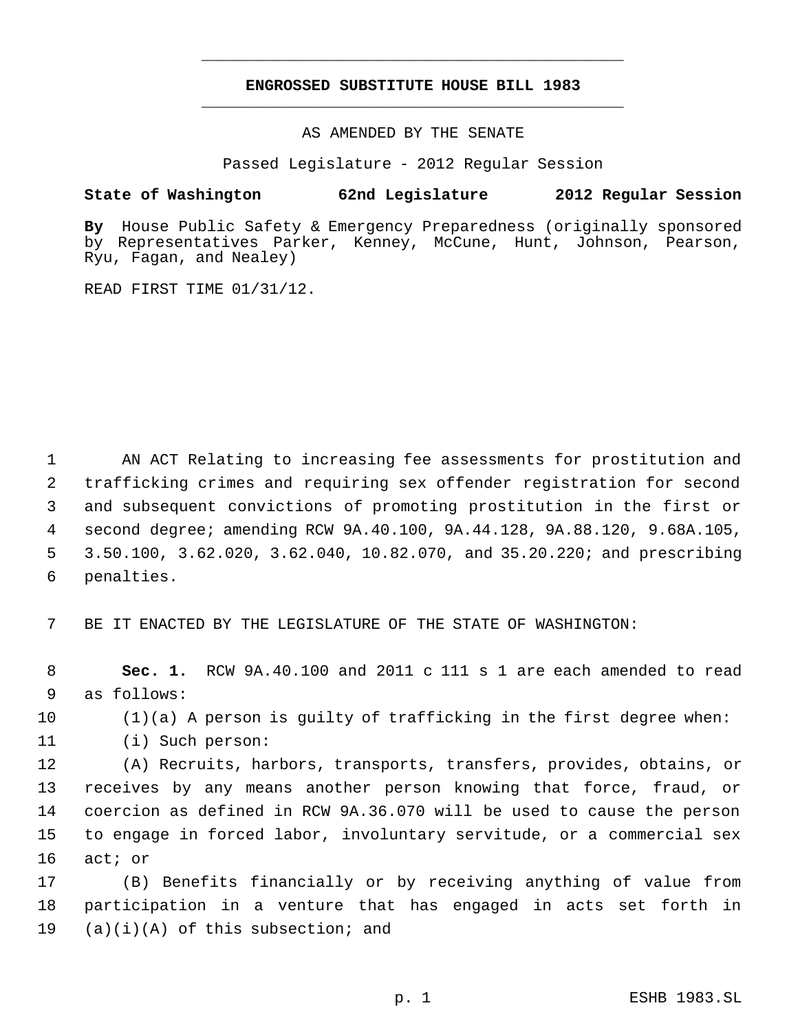# ENGROSSED SUBSTITUTE HOUSE BILL 1983

AS AMENDED BY THE SENATE

Passed Legislature - 2012 Regular Session

**State of Washington 62nd Legislature 2012 Regular Session**

**By** House Public Safety & Emergency Preparedness (originally sponsored by Representatives Parker, Kenney, McCune, Hunt, Johnson, Pearson, Ryu, Fagan, and Nealey)

READ FIRST TIME 01/31/12.

AN ACT Relating to increasing fee assessments for prostitution and trafficking crimes and requiring sex offender registration for second and subsequent convictions of promoting prostitution in the first or second degree; amending RCW 9A.40.100, 9A.44.128, 9A.88.120, 9.68A.105, 3.50.100, 3.62.020, 3.62.040, 10.82.070, and 35.20.220; and prescribing penalties.

BE IT ENACTED BY THE LEGISLATURE OF THE STATE OF WASHINGTON:

**Sec. 1.** RCW 9A.40.100 and 2011 c 111 s 1 are each amended to read as follows:

(1)(a) A person is guilty of trafficking in the first degree when:

(i) Such person:

(A) Recruits, harbors, transports, transfers, provides, obtains, or receives by any means another person knowing that force, fraud, or coercion as defined in RCW 9A.36.070 will be used to cause the person to engage in forced labor, involuntary servitude, or a commercial sex act; or

(B) Benefits financially or by receiving anything of value from participation in a venture that has engaged in acts set forth in (a)(i)(A) of this subsection; and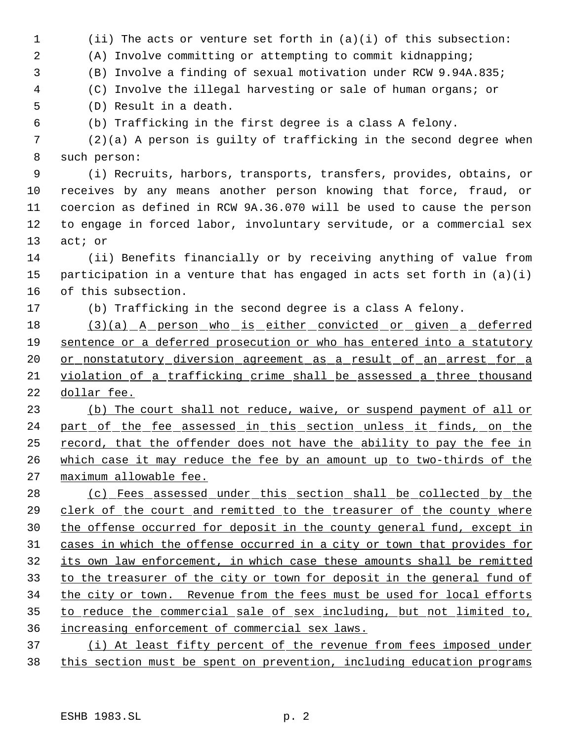(ii) The acts or venture set forth in (a)(i) of this subsection:

(A) Involve committing or attempting to commit kidnapping;

(B) Involve a finding of sexual motivation under RCW 9.94A.835;

(C) Involve the illegal harvesting or sale of human organs; or

(D) Result in a death.

(b) Trafficking in the first degree is a class A felony.

(2)(a) A person is guilty of trafficking in the second degree when such person:

(i) Recruits, harbors, transports, transfers, provides, obtains, or receives by any means another person knowing that force, fraud, or coercion as defined in RCW 9A.36.070 will be used to cause the person to engage in forced labor, involuntary servitude, or a commercial sex act; or

(ii) Benefits financially or by receiving anything of value from participation in a venture that has engaged in acts set forth in (a)(i) of this subsection.

(b) Trafficking in the second degree is a class A felony.

<u>(3)(a) A person who is either convicted or given a deferred sentence or a deferred prosecution or who has entered into a statutory or nonstatutory diversion agreement as a result of an arrest for a violation of a trafficking crime shall be assessed a three thousand dollar fee.</u>

<u>(b) The court shall not reduce, waive, or suspend payment of all or part of the fee assessed in this section unless it finds, on the record, that the offender does not have the ability to pay the fee in which case it may reduce the fee by an amount up to two-thirds of the maximum allowable fee.</u>

<u>(c) Fees assessed under this section shall be collected by the clerk of the court and remitted to the treasurer of the county where the offense occurred for deposit in the county general fund, except in cases in which the offense occurred in a city or town that provides for its own law enforcement, in which case these amounts shall be remitted to the treasurer of the city or town for deposit in the general fund of the city or town. Revenue from the fees must be used for local efforts to reduce the commercial sale of sex including, but not limited to, increasing enforcement of commercial sex laws.</u>

<u>(i) At least fifty percent of the revenue from fees imposed under this section must be spent on prevention, including education programs</u>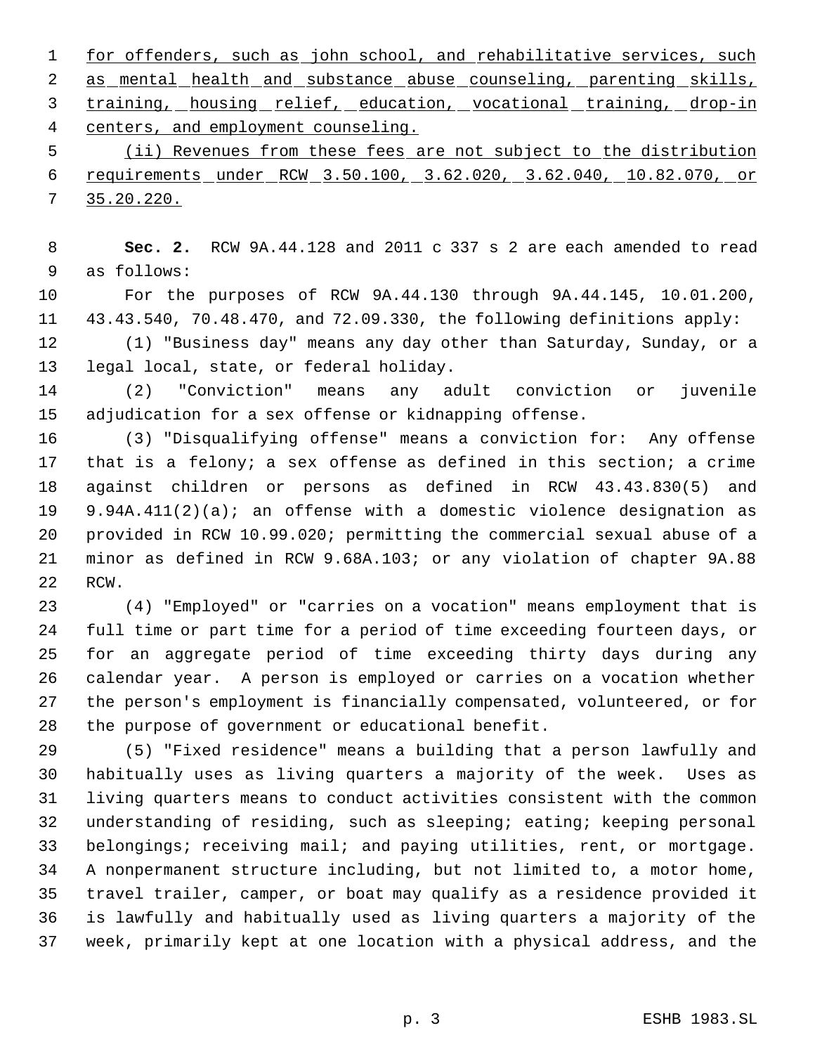for offenders, such as john school, and rehabilitative services, such as mental health and substance abuse counseling, parenting skills, training, housing relief, education, vocational training, drop-in centers, and employment counseling.

(ii) Revenues from these fees are not subject to the distribution requirements under RCW 3.50.100, 3.62.020, 3.62.040, 10.82.070, or 35.20.220.

**Sec. 2.** RCW 9A.44.128 and 2011 c 337 s 2 are each amended to read as follows:

For the purposes of RCW 9A.44.130 through 9A.44.145, 10.01.200, 43.43.540, 70.48.470, and 72.09.330, the following definitions apply:

(1) "Business day" means any day other than Saturday, Sunday, or a legal local, state, or federal holiday.

(2) "Conviction" means any adult conviction or juvenile adjudication for a sex offense or kidnapping offense.

(3) "Disqualifying offense" means a conviction for: Any offense that is a felony; a sex offense as defined in this section; a crime against children or persons as defined in RCW 43.43.830(5) and 9.94A.411(2)(a); an offense with a domestic violence designation as provided in RCW 10.99.020; permitting the commercial sexual abuse of a minor as defined in RCW 9.68A.103; or any violation of chapter 9A.88 RCW.

(4) "Employed" or "carries on a vocation" means employment that is full time or part time for a period of time exceeding fourteen days, or for an aggregate period of time exceeding thirty days during any calendar year. A person is employed or carries on a vocation whether the person's employment is financially compensated, volunteered, or for the purpose of government or educational benefit.

(5) "Fixed residence" means a building that a person lawfully and habitually uses as living quarters a majority of the week. Uses as living quarters means to conduct activities consistent with the common understanding of residing, such as sleeping; eating; keeping personal belongings; receiving mail; and paying utilities, rent, or mortgage. A nonpermanent structure including, but not limited to, a motor home, travel trailer, camper, or boat may qualify as a residence provided it is lawfully and habitually used as living quarters a majority of the week, primarily kept at one location with a physical address, and the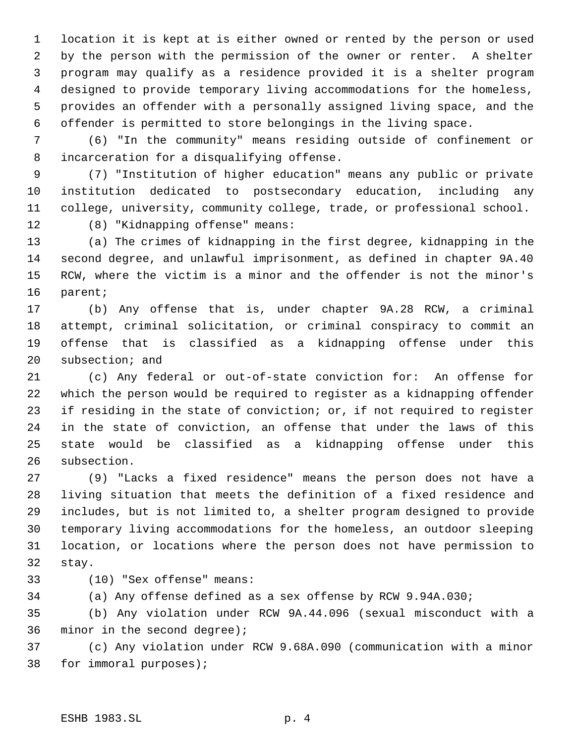location it is kept at is either owned or rented by the person or used by the person with the permission of the owner or renter. A shelter program may qualify as a residence provided it is a shelter program designed to provide temporary living accommodations for the homeless, provides an offender with a personally assigned living space, and the offender is permitted to store belongings in the living space.

(6) "In the community" means residing outside of confinement or incarceration for a disqualifying offense.

(7) "Institution of higher education" means any public or private institution dedicated to postsecondary education, including any college, university, community college, trade, or professional school.

(8) "Kidnapping offense" means:

(a) The crimes of kidnapping in the first degree, kidnapping in the second degree, and unlawful imprisonment, as defined in chapter 9A.40 RCW, where the victim is a minor and the offender is not the minor's parent;

(b) Any offense that is, under chapter 9A.28 RCW, a criminal attempt, criminal solicitation, or criminal conspiracy to commit an offense that is classified as a kidnapping offense under this subsection; and

(c) Any federal or out-of-state conviction for: An offense for which the person would be required to register as a kidnapping offender if residing in the state of conviction; or, if not required to register in the state of conviction, an offense that under the laws of this state would be classified as a kidnapping offense under this subsection.

(9) "Lacks a fixed residence" means the person does not have a living situation that meets the definition of a fixed residence and includes, but is not limited to, a shelter program designed to provide temporary living accommodations for the homeless, an outdoor sleeping location, or locations where the person does not have permission to stay.

(10) "Sex offense" means:

(a) Any offense defined as a sex offense by RCW 9.94A.030;

(b) Any violation under RCW 9A.44.096 (sexual misconduct with a minor in the second degree);

(c) Any violation under RCW 9.68A.090 (communication with a minor for immoral purposes);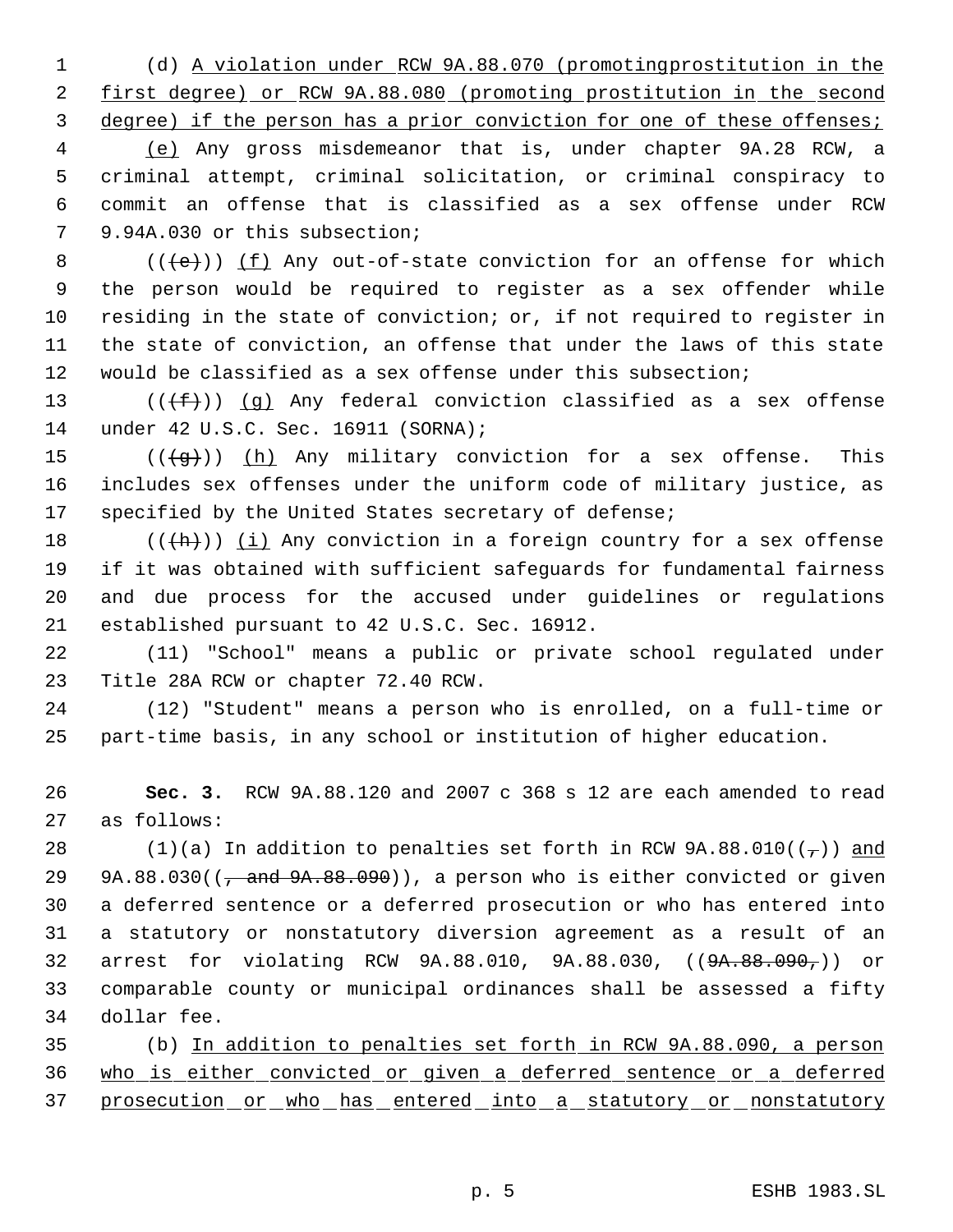(d) A violation under RCW 9A.88.070 (promotingprostitution in the first degree) or RCW 9A.88.080 (promoting prostitution in the second degree) if the person has a prior conviction for one of these offenses;

(e) Any gross misdemeanor that is, under chapter 9A.28 RCW, a criminal attempt, criminal solicitation, or criminal conspiracy to commit an offense that is classified as a sex offense under RCW 9.94A.030 or this subsection;

(((e))) (f) Any out-of-state conviction for an offense for which the person would be required to register as a sex offender while residing in the state of conviction; or, if not required to register in the state of conviction, an offense that under the laws of this state would be classified as a sex offense under this subsection;

(((f))) (g) Any federal conviction classified as a sex offense under 42 U.S.C. Sec. 16911 (SORNA);

(((g))) (h) Any military conviction for a sex offense. This includes sex offenses under the uniform code of military justice, as specified by the United States secretary of defense;

(((h))) (i) Any conviction in a foreign country for a sex offense if it was obtained with sufficient safeguards for fundamental fairness and due process for the accused under guidelines or regulations established pursuant to 42 U.S.C. Sec. 16912.

(11) "School" means a public or private school regulated under Title 28A RCW or chapter 72.40 RCW.

(12) "Student" means a person who is enrolled, on a full-time or part-time basis, in any school or institution of higher education.

**Sec. 3.** RCW 9A.88.120 and 2007 c 368 s 12 are each amended to read as follows:

(1)(a) In addition to penalties set forth in RCW 9A.88.010((,)) and 9A.88.030((, and 9A.88.090)), a person who is either convicted or given a deferred sentence or a deferred prosecution or who has entered into a statutory or nonstatutory diversion agreement as a result of an arrest for violating RCW 9A.88.010, 9A.88.030, ((9A.88.090,)) or comparable county or municipal ordinances shall be assessed a fifty dollar fee.

(b) In addition to penalties set forth in RCW 9A.88.090, a person who is either convicted or given a deferred sentence or a deferred prosecution or who has entered into a statutory or nonstatutory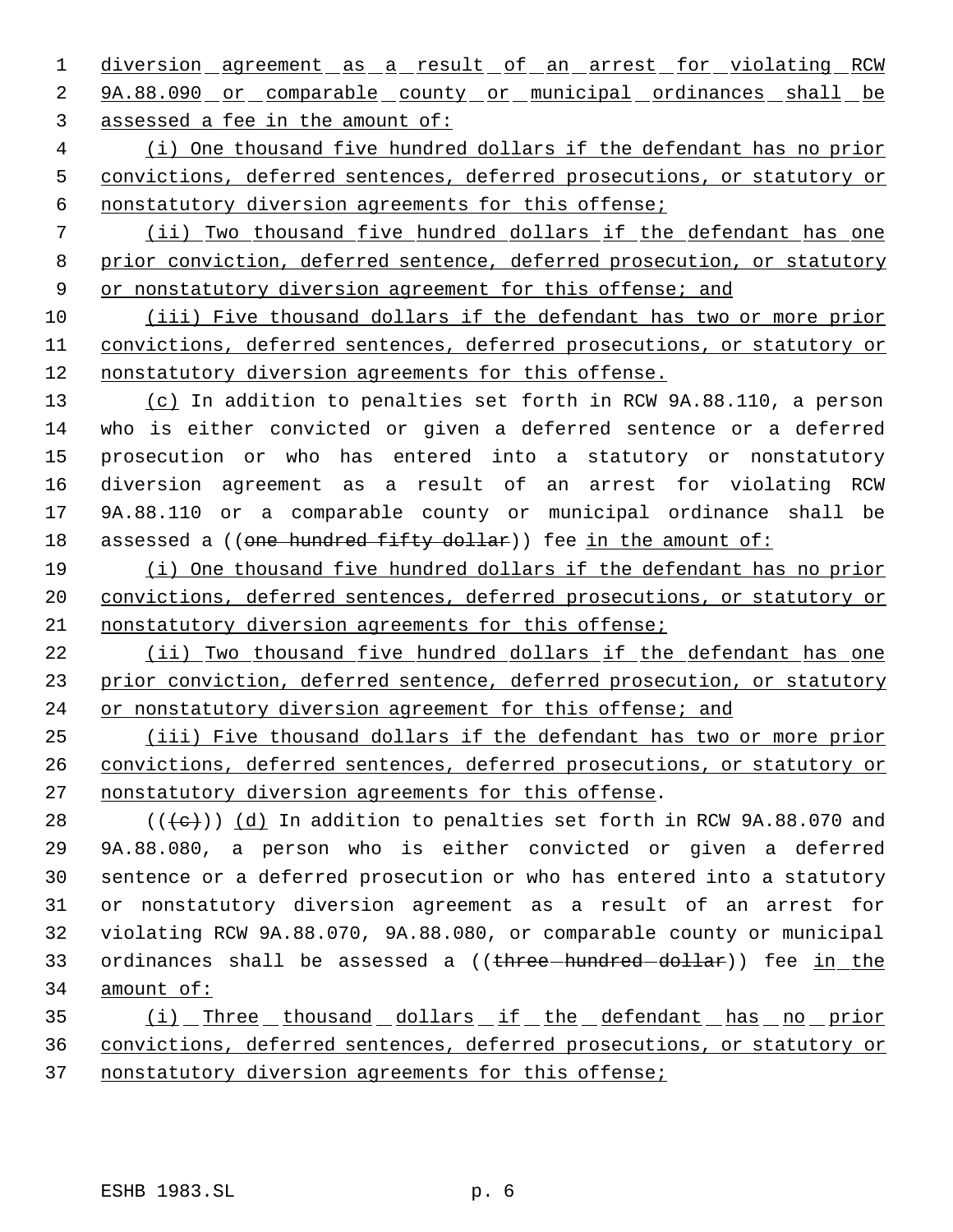diversion agreement as a result of an arrest for violating RCW 9A.88.090 or comparable county or municipal ordinances shall be assessed a fee in the amount of:

(i) One thousand five hundred dollars if the defendant has no prior convictions, deferred sentences, deferred prosecutions, or statutory or nonstatutory diversion agreements for this offense;

(ii) Two thousand five hundred dollars if the defendant has one prior conviction, deferred sentence, deferred prosecution, or statutory or nonstatutory diversion agreement for this offense; and

(iii) Five thousand dollars if the defendant has two or more prior convictions, deferred sentences, deferred prosecutions, or statutory or nonstatutory diversion agreements for this offense.

(c) In addition to penalties set forth in RCW 9A.88.110, a person who is either convicted or given a deferred sentence or a deferred prosecution or who has entered into a statutory or nonstatutory diversion agreement as a result of an arrest for violating RCW 9A.88.110 or a comparable county or municipal ordinance shall be assessed a ((~~one hundred fifty dollar~~)) fee in the amount of:

(i) One thousand five hundred dollars if the defendant has no prior convictions, deferred sentences, deferred prosecutions, or statutory or nonstatutory diversion agreements for this offense;

(ii) Two thousand five hundred dollars if the defendant has one prior conviction, deferred sentence, deferred prosecution, or statutory or nonstatutory diversion agreement for this offense; and

(iii) Five thousand dollars if the defendant has two or more prior convictions, deferred sentences, deferred prosecutions, or statutory or nonstatutory diversion agreements for this offense.

((~~(c)~~)) (d) In addition to penalties set forth in RCW 9A.88.070 and 9A.88.080, a person who is either convicted or given a deferred sentence or a deferred prosecution or who has entered into a statutory or nonstatutory diversion agreement as a result of an arrest for violating RCW 9A.88.070, 9A.88.080, or comparable county or municipal ordinances shall be assessed a ((~~three hundred dollar~~)) fee in the amount of:

(i) Three thousand dollars if the defendant has no prior convictions, deferred sentences, deferred prosecutions, or statutory or nonstatutory diversion agreements for this offense;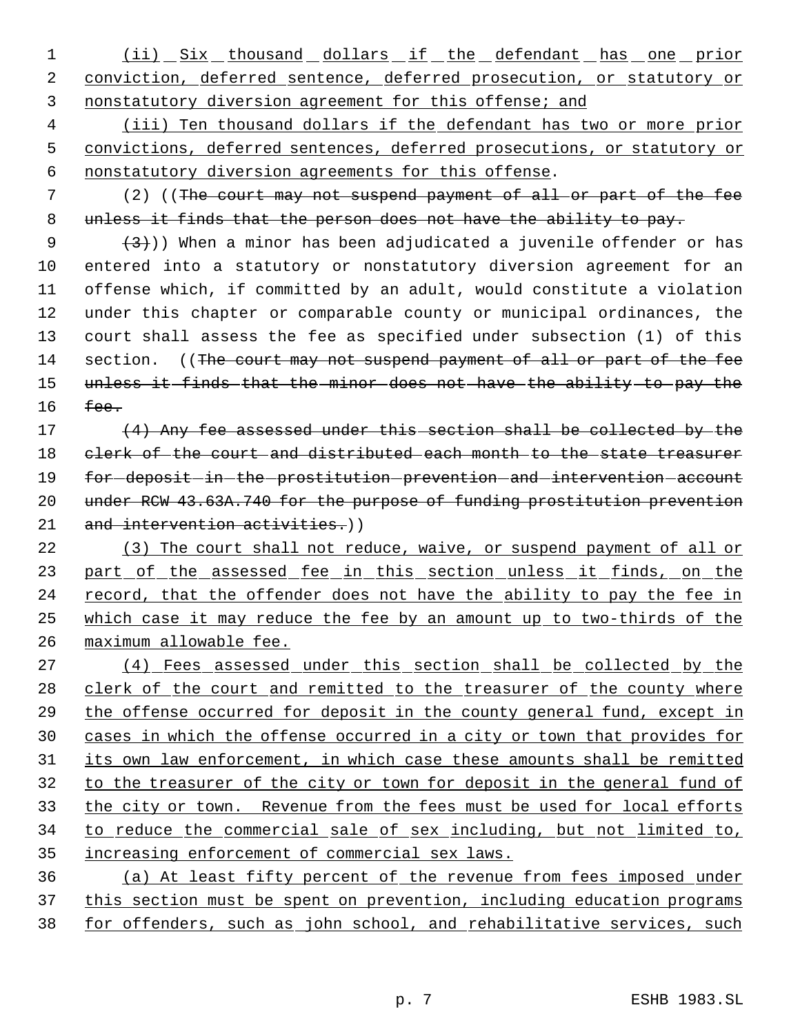(ii) Six thousand dollars if the defendant has one prior conviction, deferred sentence, deferred prosecution, or statutory or nonstatutory diversion agreement for this offense; and

(iii) Ten thousand dollars if the defendant has two or more prior convictions, deferred sentences, deferred prosecutions, or statutory or nonstatutory diversion agreements for this offense.

(2) ((~~The court may not suspend payment of all or part of the fee unless it finds that the person does not have the ability to pay.~~

~~(3)~~)) When a minor has been adjudicated a juvenile offender or has entered into a statutory or nonstatutory diversion agreement for an offense which, if committed by an adult, would constitute a violation under this chapter or comparable county or municipal ordinances, the court shall assess the fee as specified under subsection (1) of this section. ((~~The court may not suspend payment of all or part of the fee unless it finds that the minor does not have the ability to pay the fee.~~

~~(4) Any fee assessed under this section shall be collected by the clerk of the court and distributed each month to the state treasurer for deposit in the prostitution prevention and intervention account under RCW 43.63A.740 for the purpose of funding prostitution prevention and intervention activities.~~))

(3) The court shall not reduce, waive, or suspend payment of all or part of the assessed fee in this section unless it finds, on the record, that the offender does not have the ability to pay the fee in which case it may reduce the fee by an amount up to two-thirds of the maximum allowable fee.

(4) Fees assessed under this section shall be collected by the clerk of the court and remitted to the treasurer of the county where the offense occurred for deposit in the county general fund, except in cases in which the offense occurred in a city or town that provides for its own law enforcement, in which case these amounts shall be remitted to the treasurer of the city or town for deposit in the general fund of the city or town. Revenue from the fees must be used for local efforts to reduce the commercial sale of sex including, but not limited to, increasing enforcement of commercial sex laws.

(a) At least fifty percent of the revenue from fees imposed under this section must be spent on prevention, including education programs for offenders, such as john school, and rehabilitative services, such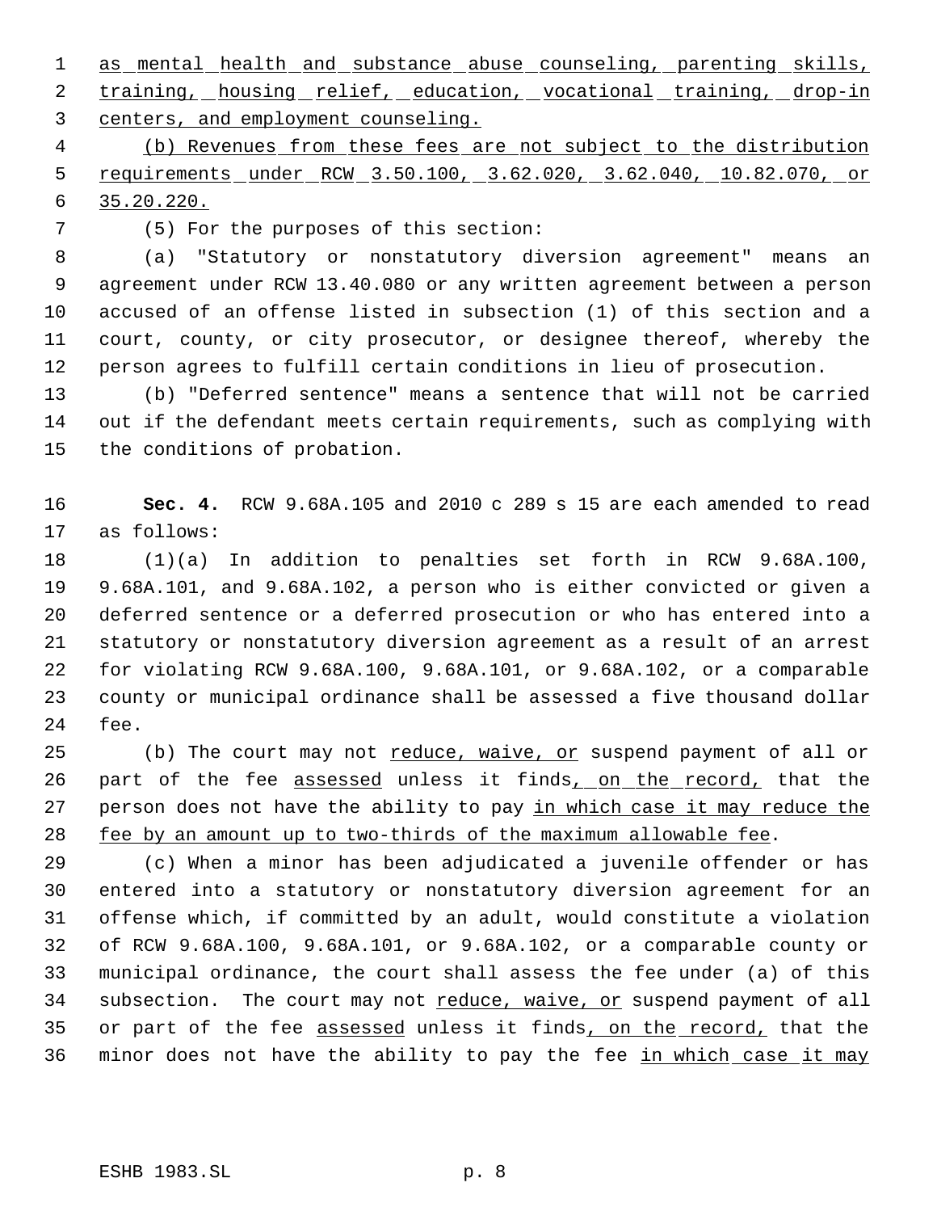as mental health and substance abuse counseling, parenting skills, training, housing relief, education, vocational training, drop-in centers, and employment counseling.

(b) Revenues from these fees are not subject to the distribution requirements under RCW 3.50.100, 3.62.020, 3.62.040, 10.82.070, or 35.20.220.

(5) For the purposes of this section:

(a) "Statutory or nonstatutory diversion agreement" means an agreement under RCW 13.40.080 or any written agreement between a person accused of an offense listed in subsection (1) of this section and a court, county, or city prosecutor, or designee thereof, whereby the person agrees to fulfill certain conditions in lieu of prosecution.

(b) "Deferred sentence" means a sentence that will not be carried out if the defendant meets certain requirements, such as complying with the conditions of probation.

**Sec. 4.** RCW 9.68A.105 and 2010 c 289 s 15 are each amended to read as follows:

(1)(a) In addition to penalties set forth in RCW 9.68A.100, 9.68A.101, and 9.68A.102, a person who is either convicted or given a deferred sentence or a deferred prosecution or who has entered into a statutory or nonstatutory diversion agreement as a result of an arrest for violating RCW 9.68A.100, 9.68A.101, or 9.68A.102, or a comparable county or municipal ordinance shall be assessed a five thousand dollar fee.

(b) The court may not reduce, waive, or suspend payment of all or part of the fee assessed unless it finds, on the record, that the person does not have the ability to pay in which case it may reduce the fee by an amount up to two-thirds of the maximum allowable fee.

(c) When a minor has been adjudicated a juvenile offender or has entered into a statutory or nonstatutory diversion agreement for an offense which, if committed by an adult, would constitute a violation of RCW 9.68A.100, 9.68A.101, or 9.68A.102, or a comparable county or municipal ordinance, the court shall assess the fee under (a) of this subsection. The court may not reduce, waive, or suspend payment of all or part of the fee assessed unless it finds, on the record, that the minor does not have the ability to pay the fee in which case it may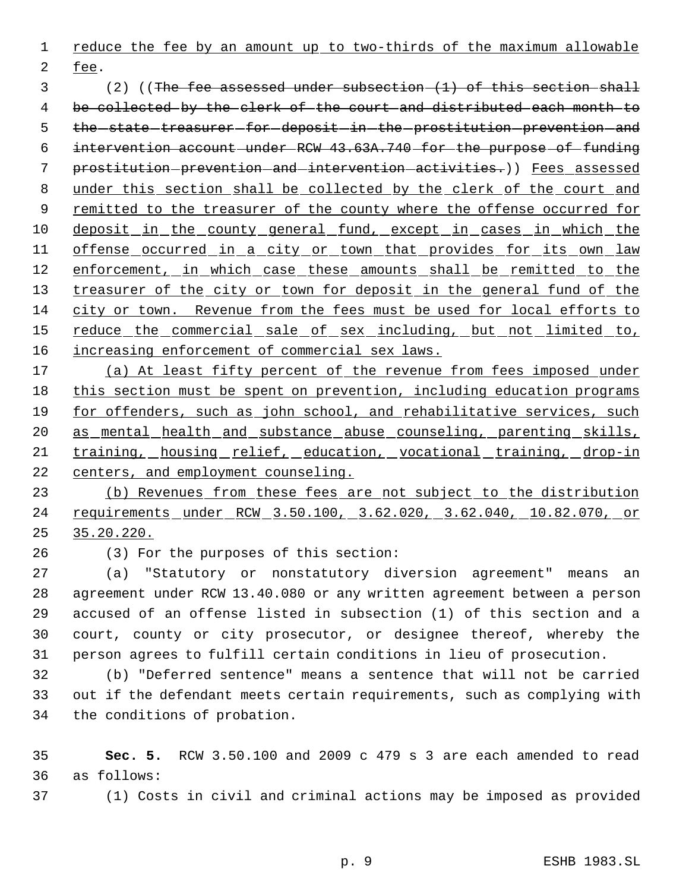reduce the fee by an amount up to two-thirds of the maximum allowable fee.

(2) ((The fee assessed under subsection (1) of this section shall be collected by the clerk of the court and distributed each month to the state treasurer for deposit in the prostitution prevention and intervention account under RCW 43.63A.740 for the purpose of funding prostitution prevention and intervention activities.)) Fees assessed under this section shall be collected by the clerk of the court and remitted to the treasurer of the county where the offense occurred for deposit in the county general fund, except in cases in which the offense occurred in a city or town that provides for its own law enforcement, in which case these amounts shall be remitted to the treasurer of the city or town for deposit in the general fund of the city or town. Revenue from the fees must be used for local efforts to reduce the commercial sale of sex including, but not limited to, increasing enforcement of commercial sex laws.

(a) At least fifty percent of the revenue from fees imposed under this section must be spent on prevention, including education programs for offenders, such as john school, and rehabilitative services, such as mental health and substance abuse counseling, parenting skills, training, housing relief, education, vocational training, drop-in centers, and employment counseling.

(b) Revenues from these fees are not subject to the distribution requirements under RCW 3.50.100, 3.62.020, 3.62.040, 10.82.070, or 35.20.220.

(3) For the purposes of this section:

(a) "Statutory or nonstatutory diversion agreement" means an agreement under RCW 13.40.080 or any written agreement between a person accused of an offense listed in subsection (1) of this section and a court, county or city prosecutor, or designee thereof, whereby the person agrees to fulfill certain conditions in lieu of prosecution.

(b) "Deferred sentence" means a sentence that will not be carried out if the defendant meets certain requirements, such as complying with the conditions of probation.

**Sec. 5.** RCW 3.50.100 and 2009 c 479 s 3 are each amended to read as follows:

(1) Costs in civil and criminal actions may be imposed as provided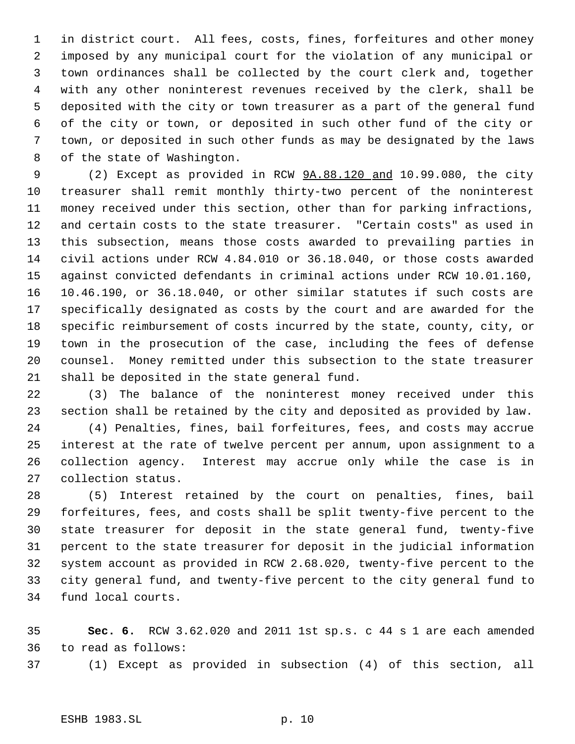in district court. All fees, costs, fines, forfeitures and other money imposed by any municipal court for the violation of any municipal or town ordinances shall be collected by the court clerk and, together with any other noninterest revenues received by the clerk, shall be deposited with the city or town treasurer as a part of the general fund of the city or town, or deposited in such other fund of the city or town, or deposited in such other funds as may be designated by the laws of the state of Washington.

(2) Except as provided in RCW 9A.88.120 and 10.99.080, the city treasurer shall remit monthly thirty-two percent of the noninterest money received under this section, other than for parking infractions, and certain costs to the state treasurer. "Certain costs" as used in this subsection, means those costs awarded to prevailing parties in civil actions under RCW 4.84.010 or 36.18.040, or those costs awarded against convicted defendants in criminal actions under RCW 10.01.160, 10.46.190, or 36.18.040, or other similar statutes if such costs are specifically designated as costs by the court and are awarded for the specific reimbursement of costs incurred by the state, county, city, or town in the prosecution of the case, including the fees of defense counsel. Money remitted under this subsection to the state treasurer shall be deposited in the state general fund.

(3) The balance of the noninterest money received under this section shall be retained by the city and deposited as provided by law.

(4) Penalties, fines, bail forfeitures, fees, and costs may accrue interest at the rate of twelve percent per annum, upon assignment to a collection agency. Interest may accrue only while the case is in collection status.

(5) Interest retained by the court on penalties, fines, bail forfeitures, fees, and costs shall be split twenty-five percent to the state treasurer for deposit in the state general fund, twenty-five percent to the state treasurer for deposit in the judicial information system account as provided in RCW 2.68.020, twenty-five percent to the city general fund, and twenty-five percent to the city general fund to fund local courts.

**Sec. 6.** RCW 3.62.020 and 2011 1st sp.s. c 44 s 1 are each amended to read as follows:

(1) Except as provided in subsection (4) of this section, all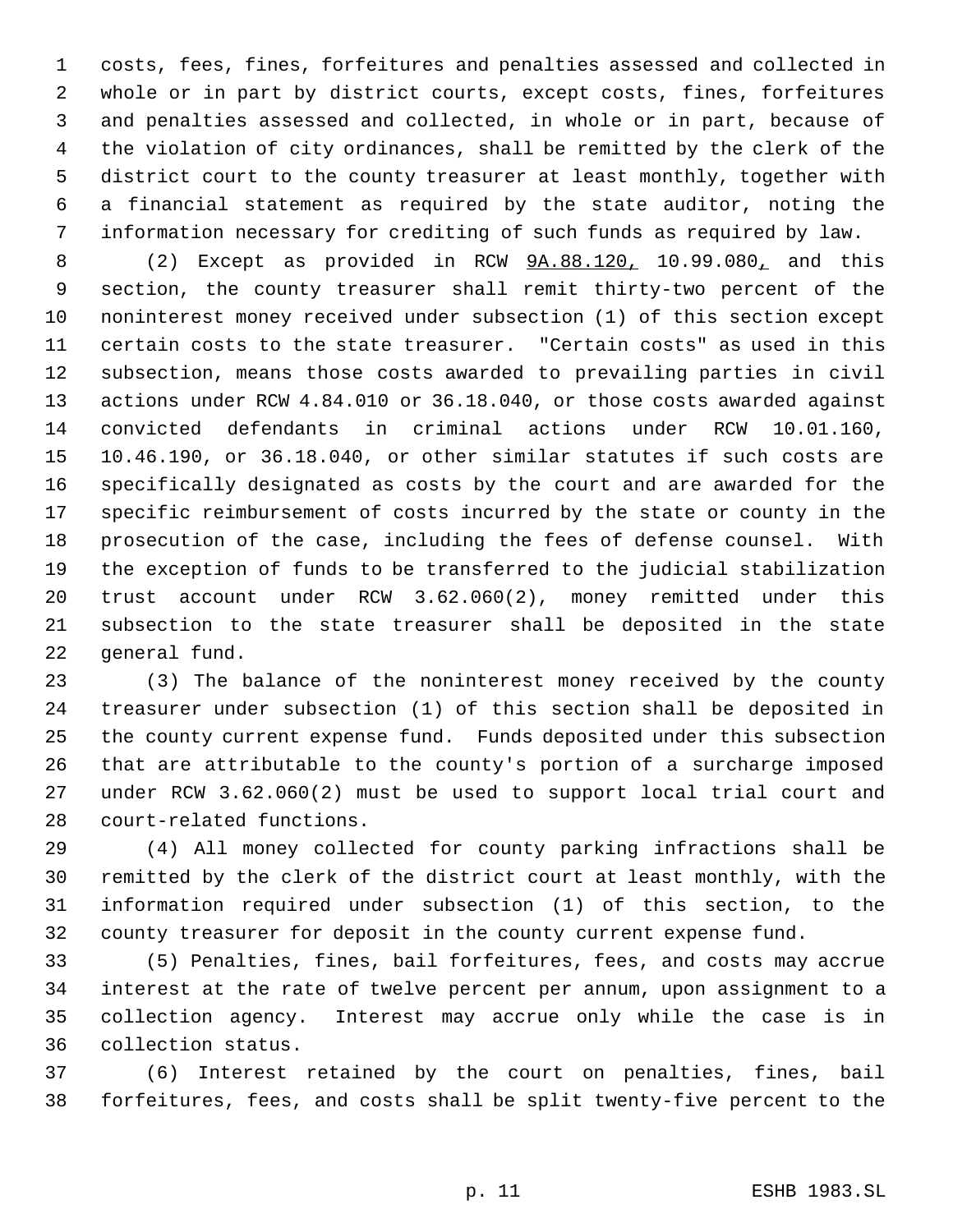costs, fees, fines, forfeitures and penalties assessed and collected in whole or in part by district courts, except costs, fines, forfeitures and penalties assessed and collected, in whole or in part, because of the violation of city ordinances, shall be remitted by the clerk of the district court to the county treasurer at least monthly, together with a financial statement as required by the state auditor, noting the information necessary for crediting of such funds as required by law.

(2) Except as provided in RCW 9A.88.120, 10.99.080, and this section, the county treasurer shall remit thirty-two percent of the noninterest money received under subsection (1) of this section except certain costs to the state treasurer. "Certain costs" as used in this subsection, means those costs awarded to prevailing parties in civil actions under RCW 4.84.010 or 36.18.040, or those costs awarded against convicted defendants in criminal actions under RCW 10.01.160, 10.46.190, or 36.18.040, or other similar statutes if such costs are specifically designated as costs by the court and are awarded for the specific reimbursement of costs incurred by the state or county in the prosecution of the case, including the fees of defense counsel. With the exception of funds to be transferred to the judicial stabilization trust account under RCW 3.62.060(2), money remitted under this subsection to the state treasurer shall be deposited in the state general fund.

(3) The balance of the noninterest money received by the county treasurer under subsection (1) of this section shall be deposited in the county current expense fund. Funds deposited under this subsection that are attributable to the county's portion of a surcharge imposed under RCW 3.62.060(2) must be used to support local trial court and court-related functions.

(4) All money collected for county parking infractions shall be remitted by the clerk of the district court at least monthly, with the information required under subsection (1) of this section, to the county treasurer for deposit in the county current expense fund.

(5) Penalties, fines, bail forfeitures, fees, and costs may accrue interest at the rate of twelve percent per annum, upon assignment to a collection agency. Interest may accrue only while the case is in collection status.

(6) Interest retained by the court on penalties, fines, bail forfeitures, fees, and costs shall be split twenty-five percent to the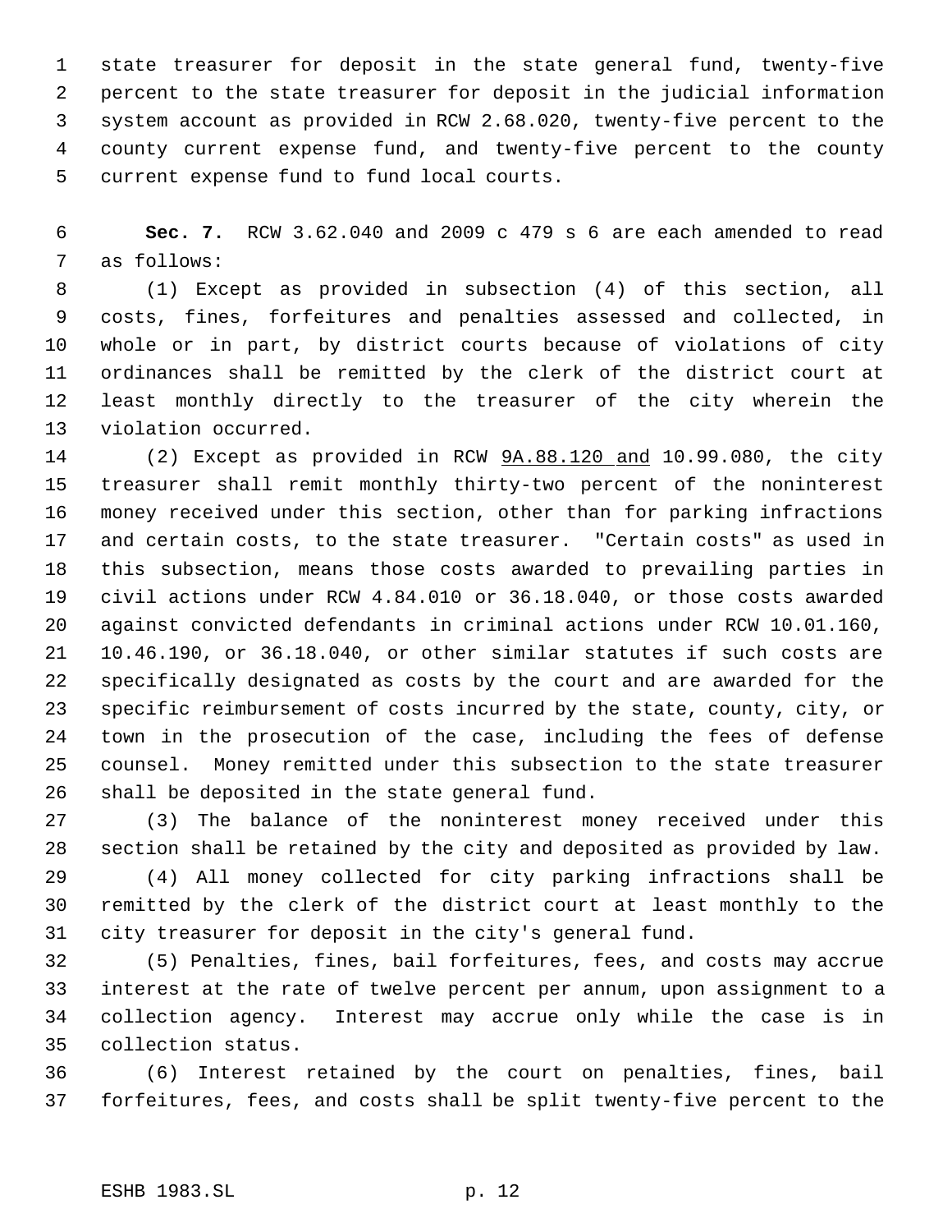state treasurer for deposit in the state general fund, twenty-five percent to the state treasurer for deposit in the judicial information system account as provided in RCW 2.68.020, twenty-five percent to the county current expense fund, and twenty-five percent to the county current expense fund to fund local courts.

**Sec. 7.** RCW 3.62.040 and 2009 c 479 s 6 are each amended to read as follows:

(1) Except as provided in subsection (4) of this section, all costs, fines, forfeitures and penalties assessed and collected, in whole or in part, by district courts because of violations of city ordinances shall be remitted by the clerk of the district court at least monthly directly to the treasurer of the city wherein the violation occurred.

(2) Except as provided in RCW <u>9A.88.120 and</u> 10.99.080, the city treasurer shall remit monthly thirty-two percent of the noninterest money received under this section, other than for parking infractions and certain costs, to the state treasurer. "Certain costs" as used in this subsection, means those costs awarded to prevailing parties in civil actions under RCW 4.84.010 or 36.18.040, or those costs awarded against convicted defendants in criminal actions under RCW 10.01.160, 10.46.190, or 36.18.040, or other similar statutes if such costs are specifically designated as costs by the court and are awarded for the specific reimbursement of costs incurred by the state, county, city, or town in the prosecution of the case, including the fees of defense counsel. Money remitted under this subsection to the state treasurer shall be deposited in the state general fund.

(3) The balance of the noninterest money received under this section shall be retained by the city and deposited as provided by law.

(4) All money collected for city parking infractions shall be remitted by the clerk of the district court at least monthly to the city treasurer for deposit in the city's general fund.

(5) Penalties, fines, bail forfeitures, fees, and costs may accrue interest at the rate of twelve percent per annum, upon assignment to a collection agency. Interest may accrue only while the case is in collection status.

(6) Interest retained by the court on penalties, fines, bail forfeitures, fees, and costs shall be split twenty-five percent to the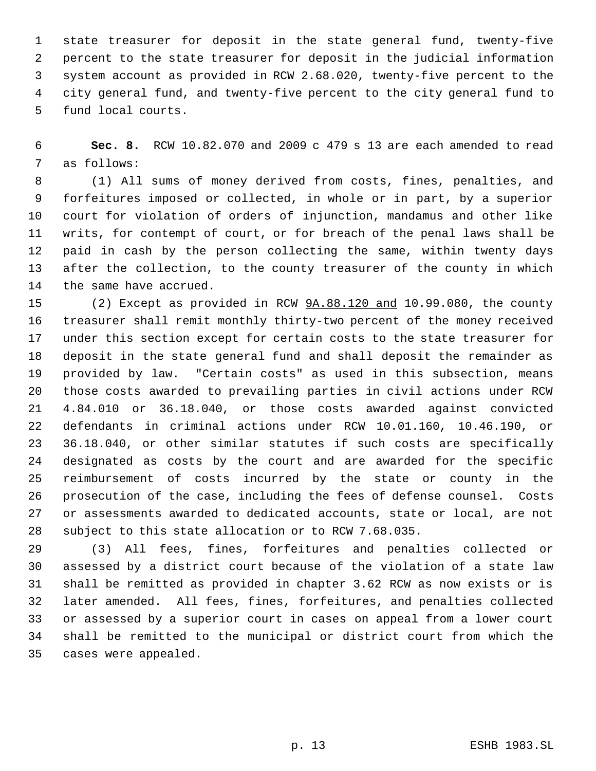state treasurer for deposit in the state general fund, twenty-five percent to the state treasurer for deposit in the judicial information system account as provided in RCW 2.68.020, twenty-five percent to the city general fund, and twenty-five percent to the city general fund to fund local courts.

**Sec. 8.** RCW 10.82.070 and 2009 c 479 s 13 are each amended to read as follows:

(1) All sums of money derived from costs, fines, penalties, and forfeitures imposed or collected, in whole or in part, by a superior court for violation of orders of injunction, mandamus and other like writs, for contempt of court, or for breach of the penal laws shall be paid in cash by the person collecting the same, within twenty days after the collection, to the county treasurer of the county in which the same have accrued.

(2) Except as provided in RCW 9A.88.120 and 10.99.080, the county treasurer shall remit monthly thirty-two percent of the money received under this section except for certain costs to the state treasurer for deposit in the state general fund and shall deposit the remainder as provided by law. "Certain costs" as used in this subsection, means those costs awarded to prevailing parties in civil actions under RCW 4.84.010 or 36.18.040, or those costs awarded against convicted defendants in criminal actions under RCW 10.01.160, 10.46.190, or 36.18.040, or other similar statutes if such costs are specifically designated as costs by the court and are awarded for the specific reimbursement of costs incurred by the state or county in the prosecution of the case, including the fees of defense counsel. Costs or assessments awarded to dedicated accounts, state or local, are not subject to this state allocation or to RCW 7.68.035.

(3) All fees, fines, forfeitures and penalties collected or assessed by a district court because of the violation of a state law shall be remitted as provided in chapter 3.62 RCW as now exists or is later amended. All fees, fines, forfeitures, and penalties collected or assessed by a superior court in cases on appeal from a lower court shall be remitted to the municipal or district court from which the cases were appealed.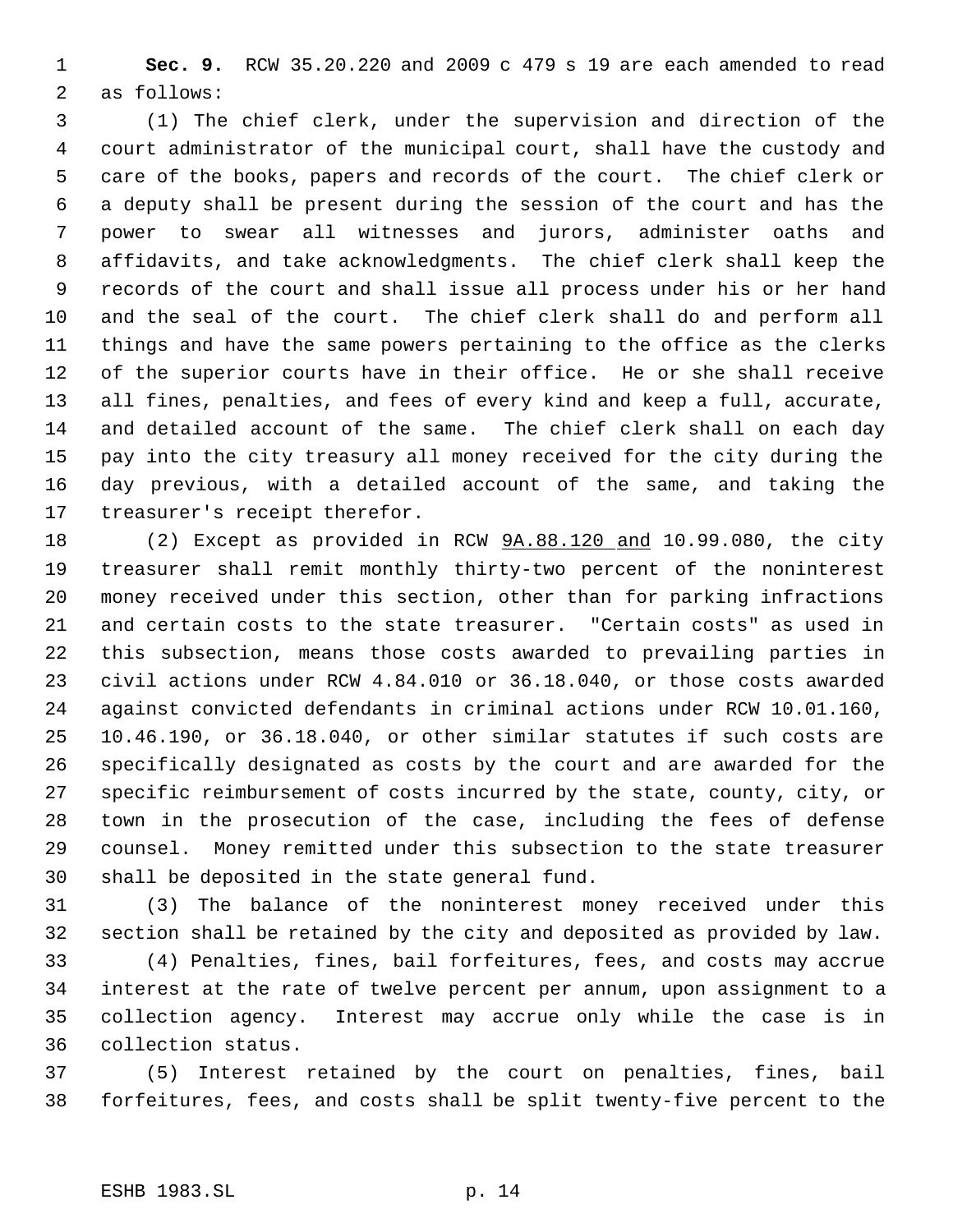**Sec. 9.** RCW 35.20.220 and 2009 c 479 s 19 are each amended to read as follows:

(1) The chief clerk, under the supervision and direction of the court administrator of the municipal court, shall have the custody and care of the books, papers and records of the court. The chief clerk or a deputy shall be present during the session of the court and has the power to swear all witnesses and jurors, administer oaths and affidavits, and take acknowledgments. The chief clerk shall keep the records of the court and shall issue all process under his or her hand and the seal of the court. The chief clerk shall do and perform all things and have the same powers pertaining to the office as the clerks of the superior courts have in their office. He or she shall receive all fines, penalties, and fees of every kind and keep a full, accurate, and detailed account of the same. The chief clerk shall on each day pay into the city treasury all money received for the city during the day previous, with a detailed account of the same, and taking the treasurer's receipt therefor.

(2) Except as provided in RCW 9A.88.120 and 10.99.080, the city treasurer shall remit monthly thirty-two percent of the noninterest money received under this section, other than for parking infractions and certain costs to the state treasurer. "Certain costs" as used in this subsection, means those costs awarded to prevailing parties in civil actions under RCW 4.84.010 or 36.18.040, or those costs awarded against convicted defendants in criminal actions under RCW 10.01.160, 10.46.190, or 36.18.040, or other similar statutes if such costs are specifically designated as costs by the court and are awarded for the specific reimbursement of costs incurred by the state, county, city, or town in the prosecution of the case, including the fees of defense counsel. Money remitted under this subsection to the state treasurer shall be deposited in the state general fund.

(3) The balance of the noninterest money received under this section shall be retained by the city and deposited as provided by law.

(4) Penalties, fines, bail forfeitures, fees, and costs may accrue interest at the rate of twelve percent per annum, upon assignment to a collection agency. Interest may accrue only while the case is in collection status.

(5) Interest retained by the court on penalties, fines, bail forfeitures, fees, and costs shall be split twenty-five percent to the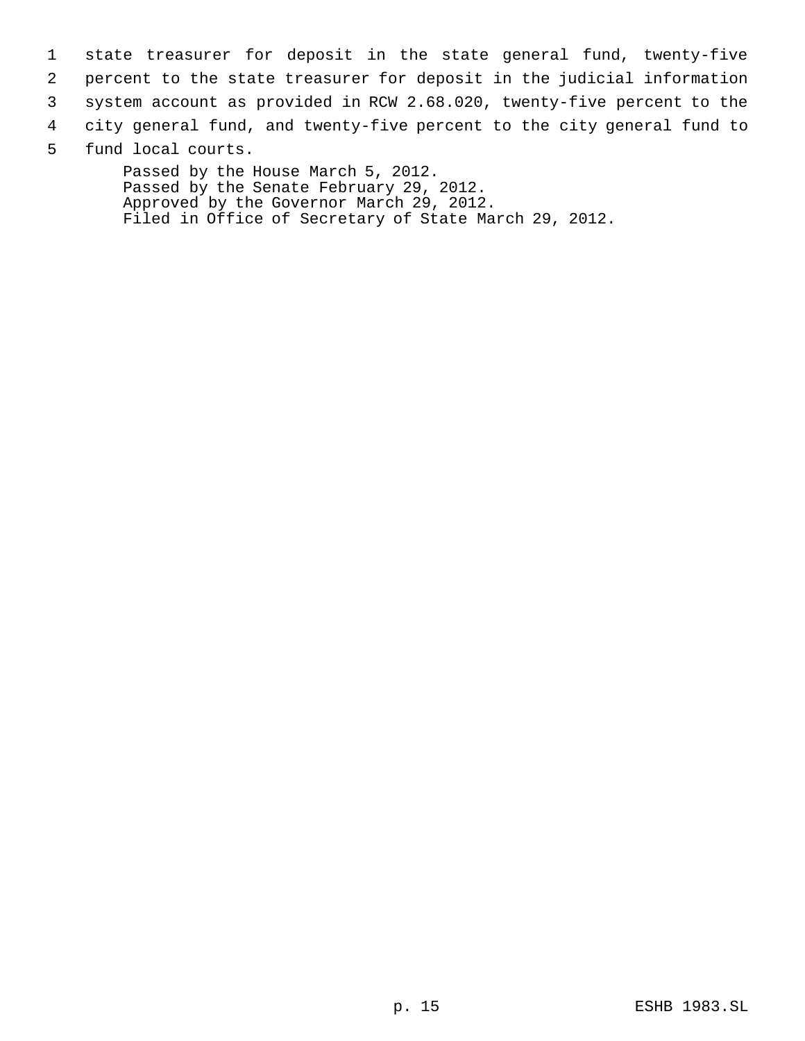state treasurer for deposit in the state general fund, twenty-five percent to the state treasurer for deposit in the judicial information system account as provided in RCW 2.68.020, twenty-five percent to the city general fund, and twenty-five percent to the city general fund to fund local courts.

Passed by the House March 5, 2012.
Passed by the Senate February 29, 2012.
Approved by the Governor March 29, 2012.
Filed in Office of Secretary of State March 29, 2012.